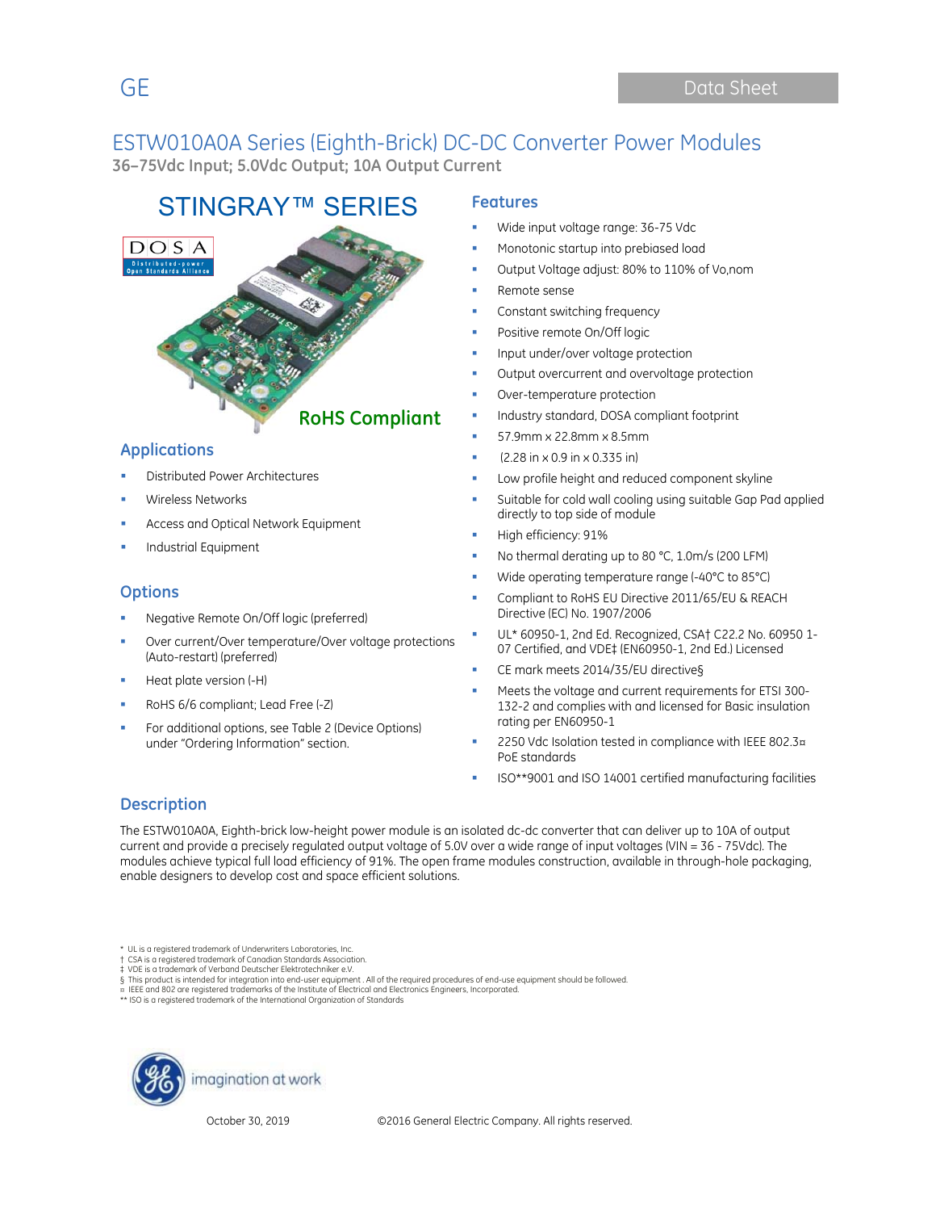GE

Data Sheet

# ESTW010A0A Series (Eighth-Brick) DC-DC Converter Power Modules

**36–75Vdc Input; 5.0Vdc Output; 10A Output Current**

## STINGRAY™ SERIES

**RoHS Compliant**

## Applications

- Distributed Power Architectures
- Wireless Networks
- Access and Optical Network Equipment
- Industrial Equipment

## Options

- Negative Remote On/Off logic (preferred)
- Over current/Over temperature/Over voltage protections (Auto-restart) (preferred)
- Heat plate version (-H)
- RoHS 6/6 compliant; Lead Free (-Z)
- For additional options, see Table 2 (Device Options) under "Ordering Information" section.

## Features

- Wide input voltage range: 36-75 Vdc
- Monotonic startup into prebiased load
- Output Voltage adjust: 80% to 110% of Vo,nom
- Remote sense
- Constant switching frequency
- Positive remote On/Off logic
- Input under/over voltage protection
- Output overcurrent and overvoltage protection
- Over-temperature protection
- Industry standard, DOSA compliant footprint
- 57.9mm x 22.8mm x 8.5mm
- (2.28 in x 0.9 in x 0.335 in)
- Low profile height and reduced component skyline
- Suitable for cold wall cooling using suitable Gap Pad applied directly to top side of module
- High efficiency: 91%
- No thermal derating up to 80 °C, 1.0m/s (200 LFM)
- Wide operating temperature range (-40°C to 85°C)
- Compliant to RoHS EU Directive 2011/65/EU & REACH Directive (EC) No. 1907/2006
- UL* 60950-1, 2nd Ed. Recognized, CSA† C22.2 No. 60950 1-07 Certified, and VDE‡ (EN60950-1, 2nd Ed.) Licensed
- CE mark meets 2014/35/EU directive§
- Meets the voltage and current requirements for ETSI 300-132-2 and complies with and licensed for Basic insulation rating per EN60950-1
- 2250 Vdc Isolation tested in compliance with IEEE 802.3¤ PoE standards
- ISO**9001 and ISO 14001 certified manufacturing facilities

## Description

The ESTW010A0A, Eighth-brick low-height power module is an isolated dc-dc converter that can deliver up to 10A of output current and provide a precisely regulated output voltage of 5.0V over a wide range of input voltages (VIN = 36 - 75Vdc). The modules achieve typical full load efficiency of 91%. The open frame modules construction, available in through-hole packaging, enable designers to develop cost and space efficient solutions.

\* UL is a registered trademark of Underwriters Laboratories, Inc.
† CSA is a registered trademark of Canadian Standards Association.
‡ VDE is a trademark of Verband Deutscher Elektrotechniker e.V.
§ This product is intended for integration into end-user equipment . All of the required procedures of end-use equipment should be followed.
¤ IEEE and 802 are registered trademarks of the Institute of Electrical and Electronics Engineers, Incorporated.
** ISO is a registered trademark of the International Organization of Standards

imagination at work

October 30, 2019 ©2016 General Electric Company. All rights reserved.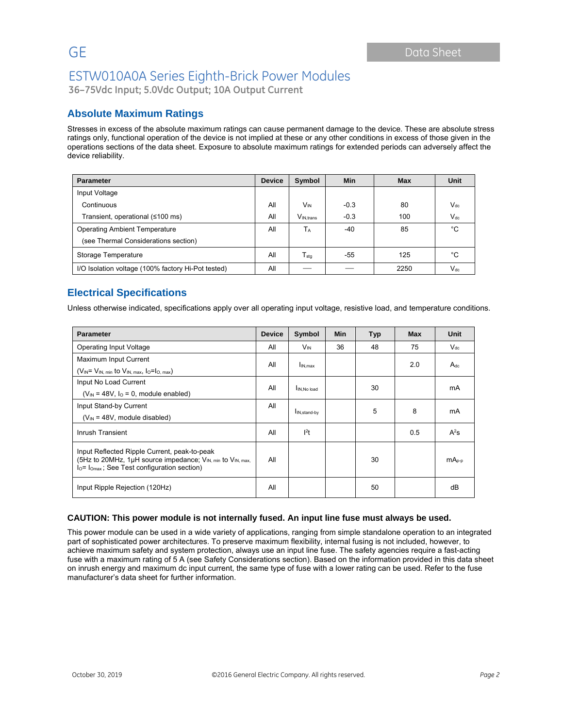## Absolute Maximum Ratings

Stresses in excess of the absolute maximum ratings can cause permanent damage to the device. These are absolute stress ratings only, functional operation of the device is not implied at these or any other conditions in excess of those given in the operations sections of the data sheet. Exposure to absolute maximum ratings for extended periods can adversely affect the device reliability.

| Parameter | Device | Symbol | Min | Max | Unit |
|---|---|---|---|---|---|
| Input Voltage | | | | | |
| Continuous | All | $V_{IN}$ | -0.3 | 80 | $V_{dc}$ |
| Transient, operational (≤100 ms) | All | $V_{IN,trans}$ | -0.3 | 100 | $V_{dc}$ |
| Operating Ambient Temperature (see Thermal Considerations section) | All | $T_A$ | -40 | 85 | °C |
| Storage Temperature | All | $T_{stg}$ | -55 | 125 | °C |
| I/O Isolation voltage (100% factory Hi-Pot tested) | All | — | — | 2250 | $V_{dc}$ |

## Electrical Specifications

Unless otherwise indicated, specifications apply over all operating input voltage, resistive load, and temperature conditions.

| Parameter | Device | Symbol | Min | Typ | Max | Unit |
|---|---|---|---|---|---|---|
| Operating Input Voltage | All | $V_{IN}$ | 36 | 48 | 75 | $V_{dc}$ |
| Maximum Input Current ($V_{IN}$= $V_{IN,\ min}$ to $V_{IN,\ max}$, $I_O$=$I_{O,\ max}$) | All | $I_{IN,max}$ | | | 2.0 | $A_{dc}$ |
| Input No Load Current ($V_{IN}$ = 48V, $I_O$ = 0, module enabled) | All | $I_{IN,No\ load}$ | | 30 | | mA |
| Input Stand-by Current ($V_{IN}$ = 48V, module disabled) | All | $I_{IN,stand-by}$ | | 5 | 8 | mA |
| Inrush Transient | All | $I^2t$ | | | 0.5 | $A^2s$ |
| Input Reflected Ripple Current, peak-to-peak (5Hz to 20MHz, 1μH source impedance; $V_{IN,\ min}$ to $V_{IN,\ max}$, $I_O$= $I_{Omax}$ ; See Test configuration section) | All | | | 30 | | $mA_{p-p}$ |
| Input Ripple Rejection (120Hz) | All | | | 50 | | dB |

**CAUTION: This power module is not internally fused. An input line fuse must always be used.**

This power module can be used in a wide variety of applications, ranging from simple standalone operation to an integrated part of sophisticated power architectures. To preserve maximum flexibility, internal fusing is not included, however, to achieve maximum safety and system protection, always use an input line fuse. The safety agencies require a fast-acting fuse with a maximum rating of 5 A (see Safety Considerations section). Based on the information provided in this data sheet on inrush energy and maximum dc input current, the same type of fuse with a lower rating can be used. Refer to the fuse manufacturer's data sheet for further information.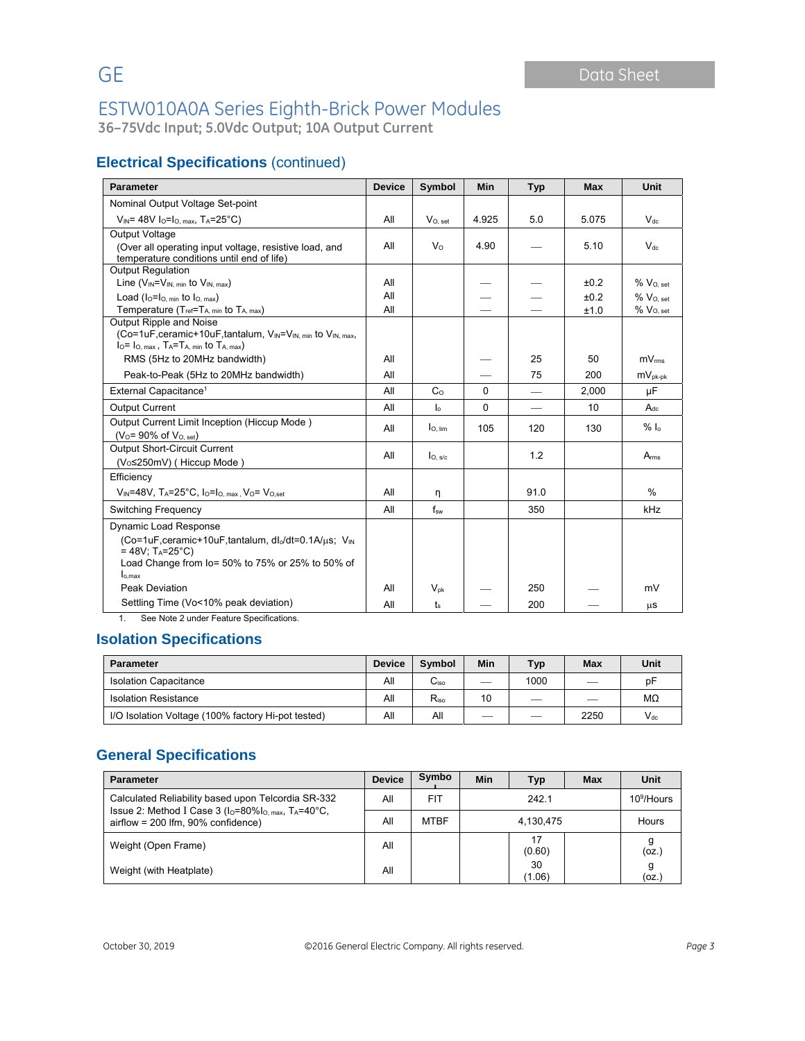# ESTW010A0A Series Eighth-Brick Power Modules

**36–75Vdc Input; 5.0Vdc Output; 10A Output Current**

## Electrical Specifications (continued)

| Parameter | Device | Symbol | Min | Typ | Max | Unit |
|---|---|---|---|---|---|---|
| Nominal Output Voltage Set-point<br>$V_{IN}$= 48V $I_O$=$I_{O,\,max}$, $T_A$=25°C) | All | $V_{O,\,set}$ | 4.925 | 5.0 | 5.075 | $V_{dc}$ |
| Output Voltage<br>(Over all operating input voltage, resistive load, and temperature conditions until end of life) | All | $V_O$ | 4.90 | — | 5.10 | $V_{dc}$ |
| Output Regulation | | | | | | |
| Line ($V_{IN}$=$V_{IN,\,min}$ to $V_{IN,\,max}$) | All | | — | — | ±0.2 | % $V_{O,\,set}$ |
| Load ($I_O$=$I_{O,\,min}$ to $I_{O,\,max}$) | All | | — | — | ±0.2 | % $V_{O,\,set}$ |
| Temperature ($T_{ref}$=$T_{A,\,min}$ to $T_{A,\,max}$) | All | | — | — | ±1.0 | % $V_{O,\,set}$ |
| Output Ripple and Noise<br>(Co=1uF,ceramic+10uF,tantalum, $V_{IN}$=$V_{IN,\,min}$ to $V_{IN,\,max}$, $I_O$= $I_{O,\,max}$ , $T_A$=$T_{A,\,min}$ to $T_{A,\,max}$) | | | | | | |
| RMS (5Hz to 20MHz bandwidth) | All | | — | 25 | 50 | $mV_{rms}$ |
| Peak-to-Peak (5Hz to 20MHz bandwidth) | All | | — | 75 | 200 | $mV_{pk-pk}$ |
| External Capacitance[1] | All | $C_O$ | 0 | — | 2,000 | μF |
| Output Current | All | $I_o$ | 0 | — | 10 | $A_{dc}$ |
| Output Current Limit Inception (Hiccup Mode )<br>($V_O$= 90% of $V_{O,\,set}$) | All | $I_{O,\,lim}$ | 105 | 120 | 130 | % $I_o$ |
| Output Short-Circuit Current<br>($V_O$≤250mV) ( Hiccup Mode ) | All | $I_{O,\,s/c}$ | | 1.2 | | $A_{rms}$ |
| Efficiency<br>$V_{IN}$=48V, $T_A$=25°C, $I_O$=$I_{O,\,max}$ , $V_O$= $V_{O,set}$ | All | η | | 91.0 | | % |
| Switching Frequency | All | $f_{sw}$ | | 350 | | kHz |
| Dynamic Load Response<br>(Co=1uF,ceramic+10uF,tantalum, $dI_o/dt$=0.1A/μs; $V_{IN}$ = 48V; $T_A$=25°C)<br>Load Change from Io= 50% to 75% or 25% to 50% of $I_{o,max}$ | | | | | | |
| Peak Deviation | All | $V_{pk}$ | — | 250 | — | mV |
| Settling Time (Vo<10% peak deviation) | All | $t_s$ | — | 200 | — | μs |

1. See Note 2 under Feature Specifications.

## Isolation Specifications

| Parameter | Device | Symbol | Min | Typ | Max | Unit |
|---|---|---|---|---|---|---|
| Isolation Capacitance | All | $C_{iso}$ | — | 1000 | — | pF |
| Isolation Resistance | All | $R_{iso}$ | 10 | — | — | MΩ |
| I/O Isolation Voltage (100% factory Hi-pot tested) | All | All | — | — | 2250 | $V_{dc}$ |

## General Specifications

| Parameter | Device | Symbol | Min | Typ | Max | Unit |
|---|---|---|---|---|---|---|
| Calculated Reliability based upon Telcordia SR-332 Issue 2: Method I Case 3 ($I_O$=80%$I_{O,\,max}$, $T_A$=40°C, airflow = 200 lfm, 90% confidence) | All | FIT | | 242.1 | | $10^9$/Hours |
| | All | MTBF | | 4,130,475 | | Hours |
| Weight (Open Frame) | All | | | 17<br>(0.60) | | g<br>(oz.) |
| Weight (with Heatplate) | All | | | 30<br>(1.06) | | g<br>(oz.) |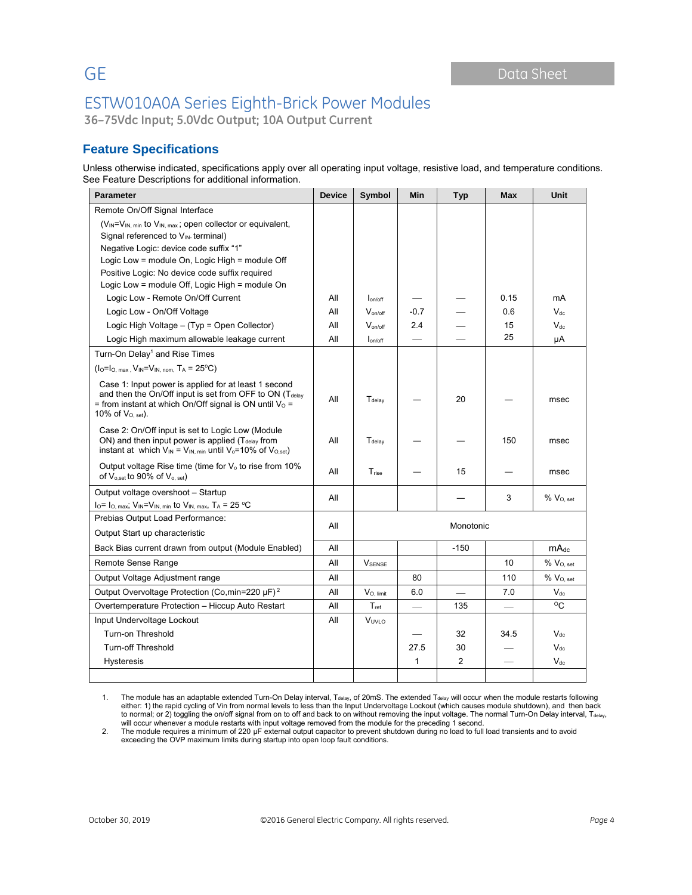# ESTW010A0A Series Eighth-Brick Power Modules

**36–75Vdc Input; 5.0Vdc Output; 10A Output Current**

## Feature Specifications

Unless otherwise indicated, specifications apply over all operating input voltage, resistive load, and temperature conditions. See Feature Descriptions for additional information.

| Parameter | Device | Symbol | Min | Typ | Max | Unit |
|---|---|---|---|---|---|---|
| Remote On/Off Signal Interface | | | | | | |
| ($V_{IN}$=$V_{IN,\ min}$ to $V_{IN,\ max}$ ; open collector or equivalent, Signal referenced to $V_{IN-}$ terminal) | | | | | | |
| Negative Logic: device code suffix "1" | | | | | | |
| Logic Low = module On, Logic High = module Off | | | | | | |
| Positive Logic: No device code suffix required | | | | | | |
| Logic Low = module Off, Logic High = module On | | | | | | |
| Logic Low - Remote On/Off Current | All | $I_{on/off}$ | — | — | 0.15 | mA |
| Logic Low - On/Off Voltage | All | $V_{on/off}$ | -0.7 | — | 0.6 | $V_{dc}$ |
| Logic High Voltage – (Typ = Open Collector) | All | $V_{on/off}$ | 2.4 | — | 15 | $V_{dc}$ |
| Logic High maximum allowable leakage current | All | $I_{on/off}$ | — | — | 25 | μA |
| Turn-On Delay[1] and Rise Times | | | | | | |
| ($I_O$=$I_{O,\ max}$ , $V_{IN}$=$V_{IN,\ nom,}$ $T_A$ = 25°C) | | | | | | |
| Case 1: Input power is applied for at least 1 second and then the On/Off input is set from OFF to ON ($T_{delay}$ = from instant at which On/Off signal is ON until $V_O$ = 10% of $V_{O,\ set}$). | All | $T_{delay}$ | — | 20 | — | msec |
| Case 2: On/Off input is set to Logic Low (Module ON) and then input power is applied ($T_{delay}$ from instant at which $V_{IN}$ = $V_{IN,\ min}$ until $V_o$=10% of $V_{O,set}$) | All | $T_{delay}$ | — | — | 150 | msec |
| Output voltage Rise time (time for $V_o$ to rise from 10% of $V_{o,set}$ to 90% of $V_{o,\ set}$) | All | $T_{rise}$ | — | 15 | — | msec |
| Output voltage overshoot – Startup $I_O$= $I_{O,\ max}$; $V_{IN}$=$V_{IN,\ min}$ to $V_{IN,\ max}$, $T_A$ = 25 °C | All | | | — | 3 | % $V_{O,\ set}$ |
| Prebias Output Load Performance: Output Start up characteristic | All | | | Monotonic | | |
| Back Bias current drawn from output (Module Enabled) | All | | | -150 | | $mA_{dc}$ |
| Remote Sense Range | All | $V_{SENSE}$ | | | 10 | % $V_{O,\ set}$ |
| Output Voltage Adjustment range | All | | 80 | | 110 | % $V_{O,\ set}$ |
| Output Overvoltage Protection (Co,min=220 μF)[2] | All | $V_{O,\ limit}$ | 6.0 | — | 7.0 | $V_{dc}$ |
| Overtemperature Protection – Hiccup Auto Restart | All | $T_{ref}$ | — | 135 | — | °C |
| Input Undervoltage Lockout | All | $V_{UVLO}$ | | | | |
| Turn-on Threshold | | | — | 32 | 34.5 | $V_{dc}$ |
| Turn-off Threshold | | | 27.5 | 30 | — | $V_{dc}$ |
| Hysteresis | | | 1 | 2 | — | $V_{dc}$ |

1. The module has an adaptable extended Turn-On Delay interval, $T_{delay}$, of 20mS. The extended $T_{delay}$ will occur when the module restarts following either: 1) the rapid cycling of Vin from normal levels to less than the Input Undervoltage Lockout (which causes module shutdown), and then back to normal; or 2) toggling the on/off signal from on to off and back to on without removing the input voltage. The normal Turn-On Delay interval, $T_{delay}$, will occur whenever a module restarts with input voltage removed from the module for the preceding 1 second.
2. The module requires a minimum of 220 μF external output capacitor to prevent shutdown during no load to full load transients and to avoid exceeding the OVP maximum limits during startup into open loop fault conditions.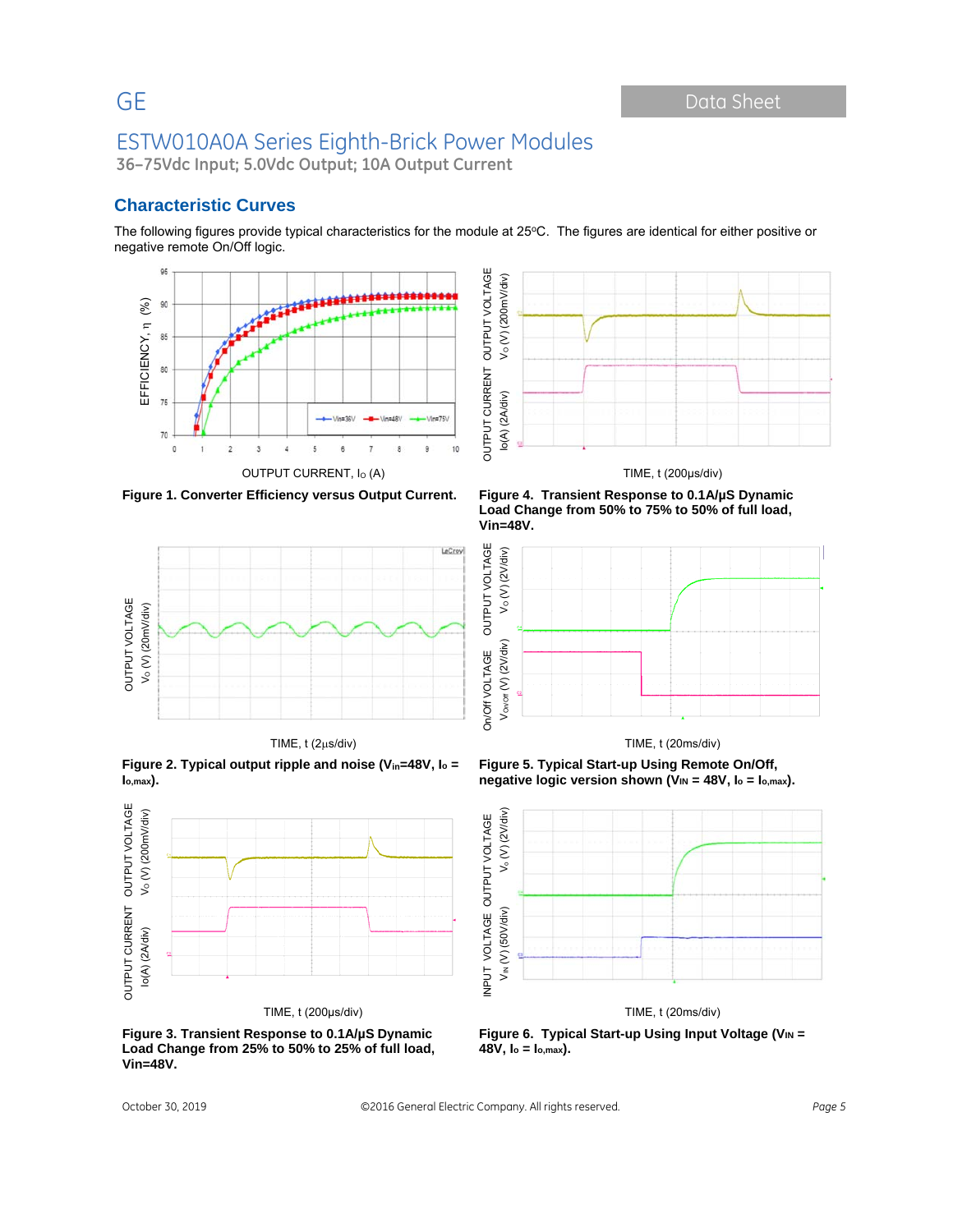## Characteristic Curves

The following figures provide typical characteristics for the module at 25°C. The figures are identical for either positive or negative remote On/Off logic.

**Figure 1. Converter Efficiency versus Output Current.**

**Figure 2. Typical output ripple and noise ($V_{in}$=48V, $I_o$ = $I_{o,max}$).**

**Figure 3. Transient Response to 0.1A/µS Dynamic Load Change from 25% to 50% to 25% of full load, Vin=48V.**

**Figure 4. Transient Response to 0.1A/µS Dynamic Load Change from 50% to 75% to 50% of full load, Vin=48V.**

**Figure 5. Typical Start-up Using Remote On/Off, negative logic version shown ($V_{IN}$ = 48V, $I_o$ = $I_{o,max}$).**

**Figure 6. Typical Start-up Using Input Voltage ($V_{IN}$ = 48V, $I_o$ = $I_{o,max}$).**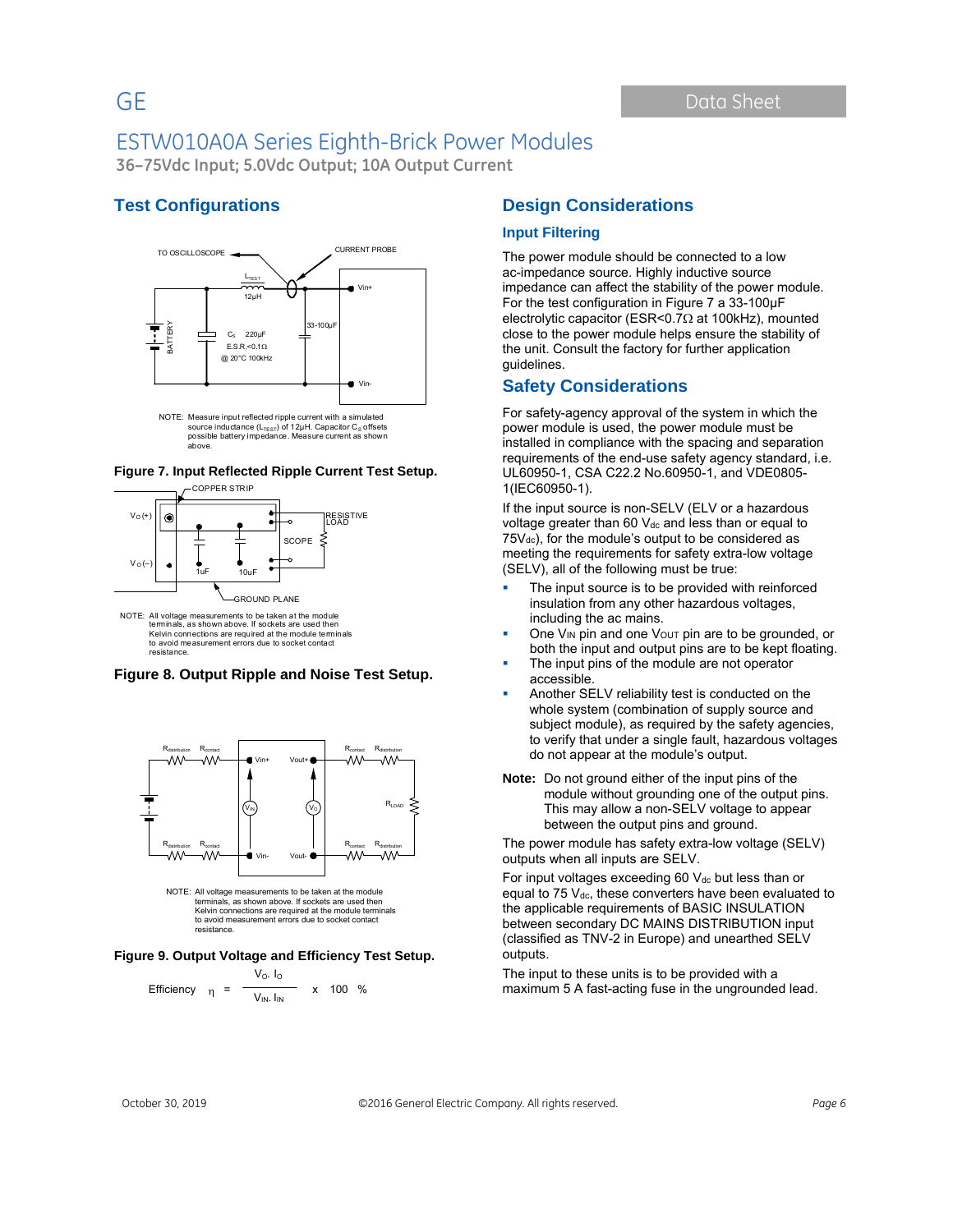## Test Configurations

NOTE: Measure input reflected ripple current with a simulated source inductance ($L_{TEST}$) of 12μH. Capacitor $C_S$ offsets possible battery impedance. Measure current as shown above.

**Figure 7. Input Reflected Ripple Current Test Setup.**

NOTE: All voltage measurements to be taken at the module terminals, as shown above. If sockets are used then Kelvin connections are required at the module terminals to avoid measurement errors due to socket contact resistance.

**Figure 8. Output Ripple and Noise Test Setup.**

NOTE: All voltage measurements to be taken at the module terminals, as shown above. If sockets are used then Kelvin connections are required at the module terminals to avoid measurement errors due to socket contact resistance.

**Figure 9. Output Voltage and Efficiency Test Setup.**

$$\text{Efficiency} \quad \eta = \frac{V_O \cdot I_O}{V_{IN} \cdot I_{IN}} \times 100 \quad \%$$

## Design Considerations

### Input Filtering

The power module should be connected to a low ac-impedance source. Highly inductive source impedance can affect the stability of the power module. For the test configuration in Figure 7 a 33-100μF electrolytic capacitor (ESR<0.7Ω at 100kHz), mounted close to the power module helps ensure the stability of the unit. Consult the factory for further application guidelines.

## Safety Considerations

For safety-agency approval of the system in which the power module is used, the power module must be installed in compliance with the spacing and separation requirements of the end-use safety agency standard, i.e. UL60950-1, CSA C22.2 No.60950-1, and VDE0805-1(IEC60950-1).

If the input source is non-SELV (ELV or a hazardous voltage greater than 60 $V_{dc}$ and less than or equal to 75$V_{dc}$), for the module's output to be considered as meeting the requirements for safety extra-low voltage (SELV), all of the following must be true:

- The input source is to be provided with reinforced insulation from any other hazardous voltages, including the ac mains.
- One $V_{IN}$ pin and one $V_{OUT}$ pin are to be grounded, or both the input and output pins are to be kept floating.
- The input pins of the module are not operator accessible.
- Another SELV reliability test is conducted on the whole system (combination of supply source and subject module), as required by the safety agencies, to verify that under a single fault, hazardous voltages do not appear at the module's output.

**Note:** Do not ground either of the input pins of the module without grounding one of the output pins. This may allow a non-SELV voltage to appear between the output pins and ground.

The power module has safety extra-low voltage (SELV) outputs when all inputs are SELV.

For input voltages exceeding 60 $V_{dc}$ but less than or equal to 75 $V_{dc}$, these converters have been evaluated to the applicable requirements of BASIC INSULATION between secondary DC MAINS DISTRIBUTION input (classified as TNV-2 in Europe) and unearthed SELV outputs.

The input to these units is to be provided with a maximum 5 A fast-acting fuse in the ungrounded lead.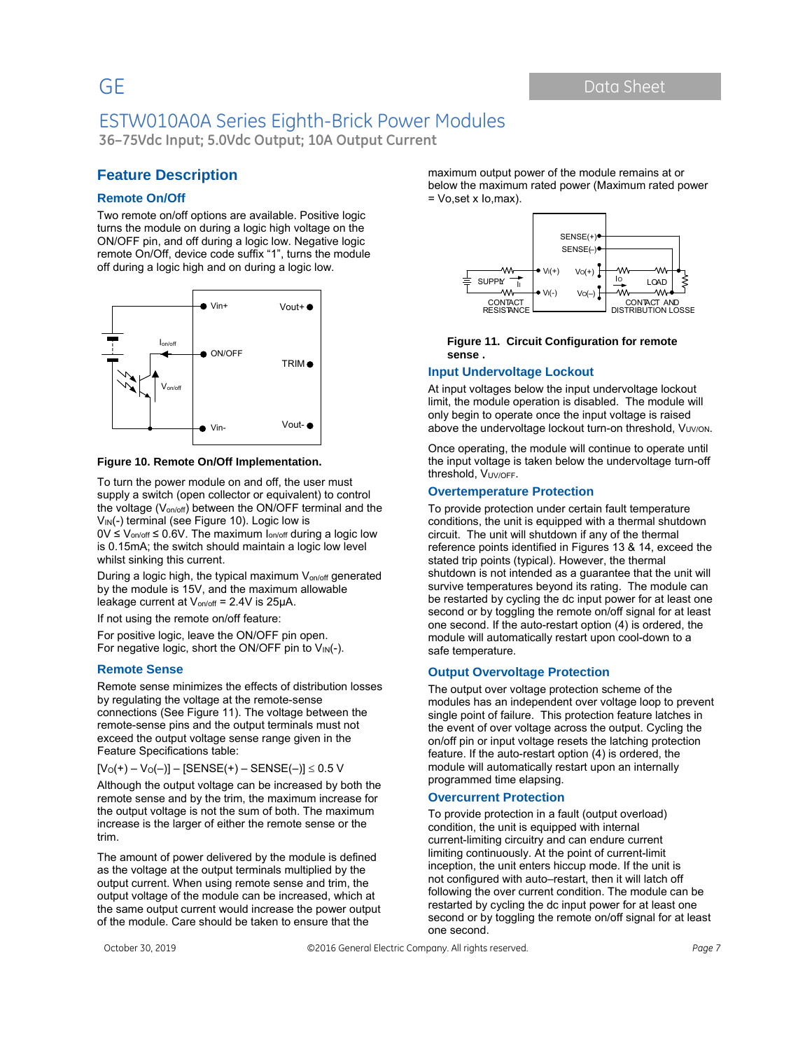# Feature Description

## Remote On/Off

Two remote on/off options are available. Positive logic turns the module on during a logic high voltage on the ON/OFF pin, and off during a logic low. Negative logic remote On/Off, device code suffix "1", turns the module off during a logic high and on during a logic low.

**Figure 10. Remote On/Off Implementation.**

To turn the power module on and off, the user must supply a switch (open collector or equivalent) to control the voltage ($V_{on/off}$) between the ON/OFF terminal and the $V_{IN}(-)$ terminal (see Figure 10). Logic low is $0V \le V_{on/off} \le 0.6V$. The maximum $I_{on/off}$ during a logic low is 0.15mA; the switch should maintain a logic low level whilst sinking this current.

During a logic high, the typical maximum $V_{on/off}$ generated by the module is 15V, and the maximum allowable leakage current at $V_{on/off}$ = 2.4V is 25μA.

If not using the remote on/off feature:

For positive logic, leave the ON/OFF pin open.
For negative logic, short the ON/OFF pin to $V_{IN}(-)$.

## Remote Sense

Remote sense minimizes the effects of distribution losses by regulating the voltage at the remote-sense connections (See Figure 11). The voltage between the remote-sense pins and the output terminals must not exceed the output voltage sense range given in the Feature Specifications table:

$$[V_O(+) - V_O(-)] - [SENSE(+) - SENSE(-)] \le 0.5 \text{ V}$$

Although the output voltage can be increased by both the remote sense and by the trim, the maximum increase for the output voltage is not the sum of both. The maximum increase is the larger of either the remote sense or the trim.

The amount of power delivered by the module is defined as the voltage at the output terminals multiplied by the output current. When using remote sense and trim, the output voltage of the module can be increased, which at the same output current would increase the power output of the module. Care should be taken to ensure that the maximum output power of the module remains at or below the maximum rated power (Maximum rated power = Vo,set x Io,max).

**Figure 11. Circuit Configuration for remote sense .**

## Input Undervoltage Lockout

At input voltages below the input undervoltage lockout limit, the module operation is disabled. The module will only begin to operate once the input voltage is raised above the undervoltage lockout turn-on threshold, $V_{UV/ON}$.

Once operating, the module will continue to operate until the input voltage is taken below the undervoltage turn-off threshold, $V_{UV/OFF}$.

## Overtemperature Protection

To provide protection under certain fault temperature conditions, the unit is equipped with a thermal shutdown circuit. The unit will shutdown if any of the thermal reference points identified in Figures 13 & 14, exceed the stated trip points (typical). However, the thermal shutdown is not intended as a guarantee that the unit will survive temperatures beyond its rating. The module can be restarted by cycling the dc input power for at least one second or by toggling the remote on/off signal for at least one second. If the auto-restart option (4) is ordered, the module will automatically restart upon cool-down to a safe temperature.

## Output Overvoltage Protection

The output over voltage protection scheme of the modules has an independent over voltage loop to prevent single point of failure. This protection feature latches in the event of over voltage across the output. Cycling the on/off pin or input voltage resets the latching protection feature. If the auto-restart option (4) is ordered, the module will automatically restart upon an internally programmed time elapsing.

## Overcurrent Protection

To provide protection in a fault (output overload) condition, the unit is equipped with internal current-limiting circuitry and can endure current limiting continuously. At the point of current-limit inception, the unit enters hiccup mode. If the unit is not configured with auto–restart, then it will latch off following the over current condition. The module can be restarted by cycling the dc input power for at least one second or by toggling the remote on/off signal for at least one second.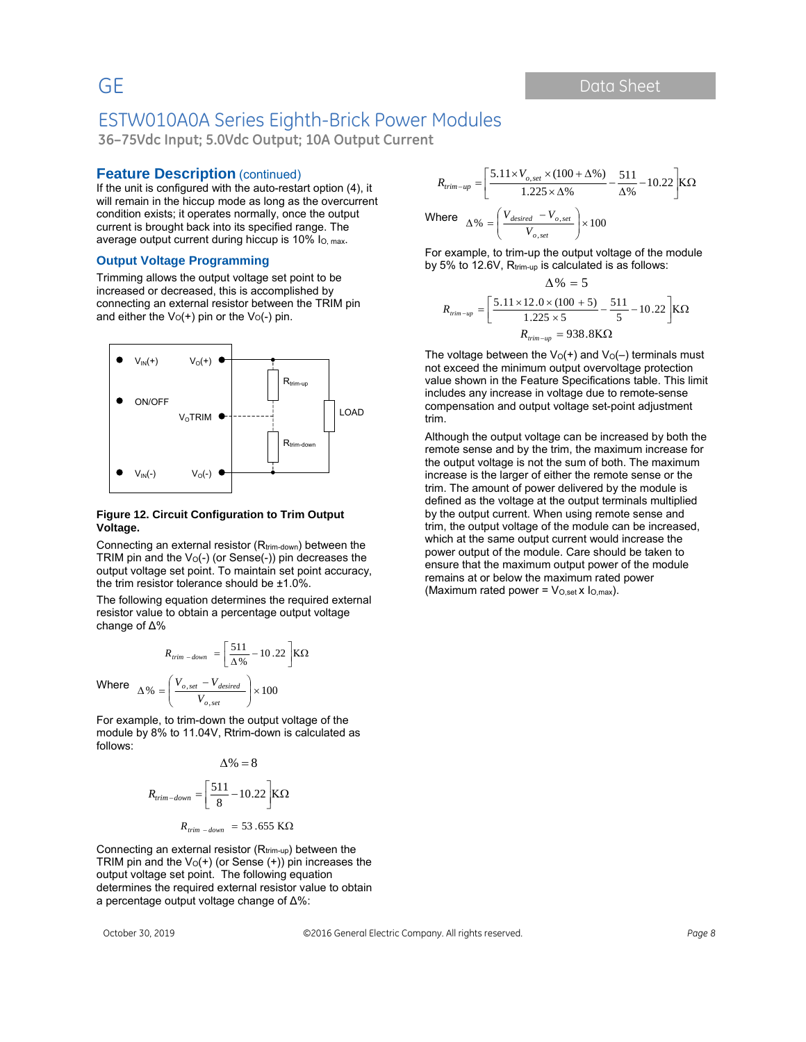## Feature Description (continued)

If the unit is configured with the auto-restart option (4), it will remain in the hiccup mode as long as the overcurrent condition exists; it operates normally, once the output current is brought back into its specified range. The average output current during hiccup is 10% $I_{O,\,max}$.

### Output Voltage Programming

Trimming allows the output voltage set point to be increased or decreased, this is accomplished by connecting an external resistor between the TRIM pin and either the $V_O(+)$ pin or the $V_O(-)$ pin.

**Figure 12. Circuit Configuration to Trim Output Voltage.**

Connecting an external resistor ($R_{trim\text{-}down}$) between the TRIM pin and the $V_O(-)$ (or Sense(-)) pin decreases the output voltage set point. To maintain set point accuracy, the trim resistor tolerance should be ±1.0%.

The following equation determines the required external resistor value to obtain a percentage output voltage change of Δ%

$$R_{trim-down} = \left[\frac{511}{\Delta\%} - 10.22\right] K\Omega$$

Where $\Delta\% = \left(\dfrac{V_{o,set} - V_{desired}}{V_{o,set}}\right) \times 100$

For example, to trim-down the output voltage of the module by 8% to 11.04V, Rtrim-down is calculated as follows:

$$\Delta\% = 8$$

$$R_{trim-down} = \left[\frac{511}{8} - 10.22\right] K\Omega$$

$$R_{trim-down} = 53.655\ K\Omega$$

Connecting an external resistor ($R_{trim\text{-}up}$) between the TRIM pin and the $V_O(+)$ (or Sense (+)) pin increases the output voltage set point. The following equation determines the required external resistor value to obtain a percentage output voltage change of Δ%:

$$R_{trim-up} = \left[\frac{5.11 \times V_{o,set} \times (100 + \Delta\%)}{1.225 \times \Delta\%} - \frac{511}{\Delta\%} - 10.22\right] K\Omega$$

Where $\Delta\% = \left(\dfrac{V_{desired} - V_{o,set}}{V_{o,set}}\right) \times 100$

For example, to trim-up the output voltage of the module by 5% to 12.6V, $R_{trim\text{-}up}$ is calculated as follows:

$$\Delta\% = 5$$

$$R_{trim-up} = \left[\frac{5.11 \times 12.0 \times (100 + 5)}{1.225 \times 5} - \frac{511}{5} - 10.22\right] K\Omega$$

$$R_{trim-up} = 938.8 K\Omega$$

The voltage between the $V_O(+)$ and $V_O(–)$ terminals must not exceed the minimum output overvoltage protection value shown in the Feature Specifications table. This limit includes any increase in voltage due to remote-sense compensation and output voltage set-point adjustment trim.

Although the output voltage can be increased by both the remote sense and by the trim, the maximum increase for the output voltage is not the sum of both. The maximum increase is the larger of either the remote sense or the trim. The amount of power delivered by the module is defined as the voltage at the output terminals multiplied by the output current. When using remote sense and trim, the output voltage of the module can be increased, which at the same output current would increase the power output of the module. Care should be taken to ensure that the maximum output power of the module remains at or below the maximum rated power (Maximum rated power = $V_{O,set}$ x $I_{O,max}$).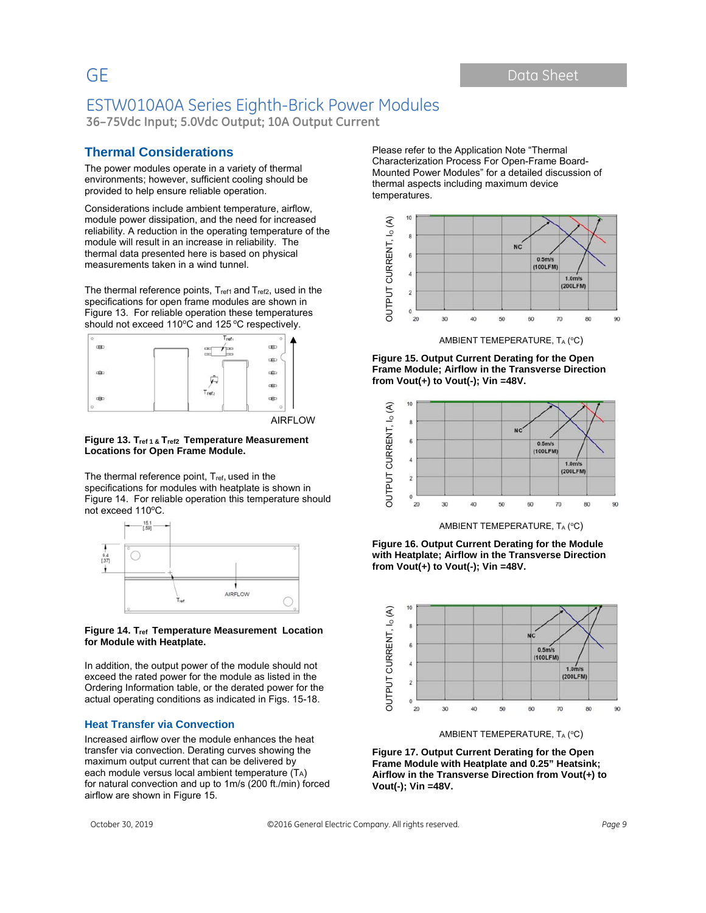## Thermal Considerations

The power modules operate in a variety of thermal environments; however, sufficient cooling should be provided to help ensure reliable operation.

Considerations include ambient temperature, airflow, module power dissipation, and the need for increased reliability. A reduction in the operating temperature of the module will result in an increase in reliability. The thermal data presented here is based on physical measurements taken in a wind tunnel.

The thermal reference points, $T_{ref1}$ and $T_{ref2}$, used in the specifications for open frame modules are shown in Figure 13. For reliable operation these temperatures should not exceed 110ºC and 125 ºC respectively.

**Figure 13. $T_{ref1}$ & $T_{ref2}$ Temperature Measurement Locations for Open Frame Module.**

The thermal reference point, $T_{ref}$, used in the specifications for modules with heatplate is shown in Figure 14. For reliable operation this temperature should not exceed 110ºC.

**Figure 14. $T_{ref}$ Temperature Measurement Location for Module with Heatplate.**

In addition, the output power of the module should not exceed the rated power for the module as listed in the Ordering Information table, or the derated power for the actual operating conditions as indicated in Figs. 15-18.

### Heat Transfer via Convection

Increased airflow over the module enhances the heat transfer via convection. Derating curves showing the maximum output current that can be delivered by each module versus local ambient temperature ($T_A$) for natural convection and up to 1m/s (200 ft./min) forced airflow are shown in Figure 15.

Please refer to the Application Note "Thermal Characterization Process For Open-Frame Board-Mounted Power Modules" for a detailed discussion of thermal aspects including maximum device temperatures.

**Figure 15. Output Current Derating for the Open Frame Module; Airflow in the Transverse Direction from Vout(+) to Vout(-); Vin =48V.**

**Figure 16. Output Current Derating for the Module with Heatplate; Airflow in the Transverse Direction from Vout(+) to Vout(-); Vin =48V.**

**Figure 17. Output Current Derating for the Open Frame Module with Heatplate and 0.25" Heatsink; Airflow in the Transverse Direction from Vout(+) to Vout(-); Vin =48V.**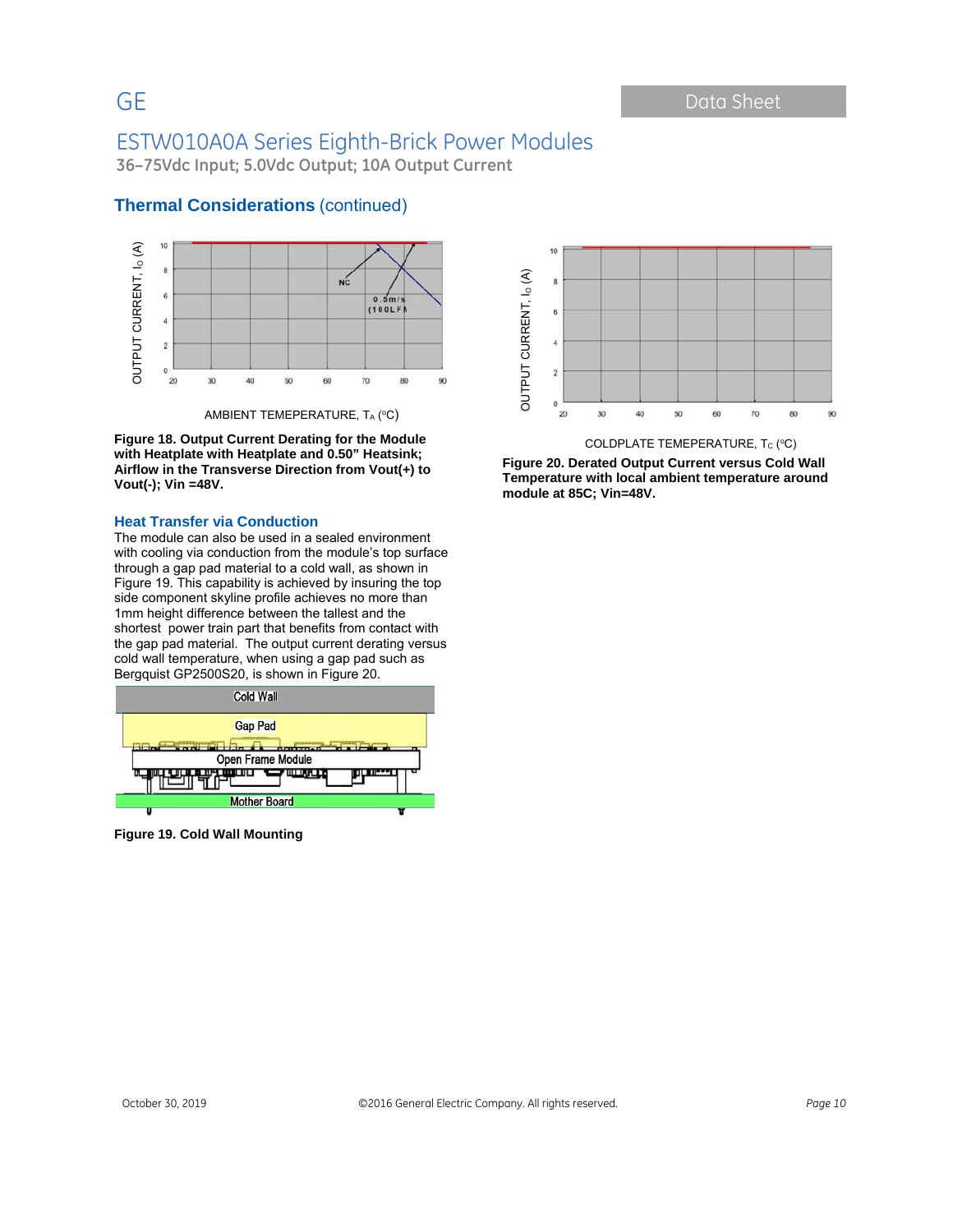## Thermal Considerations (continued)

Figure 18. Output Current Derating for the Module with Heatplate with Heatplate and 0.50" Heatsink; Airflow in the Transverse Direction from Vout(+) to Vout(-); Vin =48V.

### Heat Transfer via Conduction

The module can also be used in a sealed environment with cooling via conduction from the module's top surface through a gap pad material to a cold wall, as shown in Figure 19. This capability is achieved by insuring the top side component skyline profile achieves no more than 1mm height difference between the tallest and the shortest power train part that benefits from contact with the gap pad material. The output current derating versus cold wall temperature, when using a gap pad such as Bergquist GP2500S20, is shown in Figure 20.

Figure 19. Cold Wall Mounting

Figure 20. Derated Output Current versus Cold Wall Temperature with local ambient temperature around module at 85C; Vin=48V.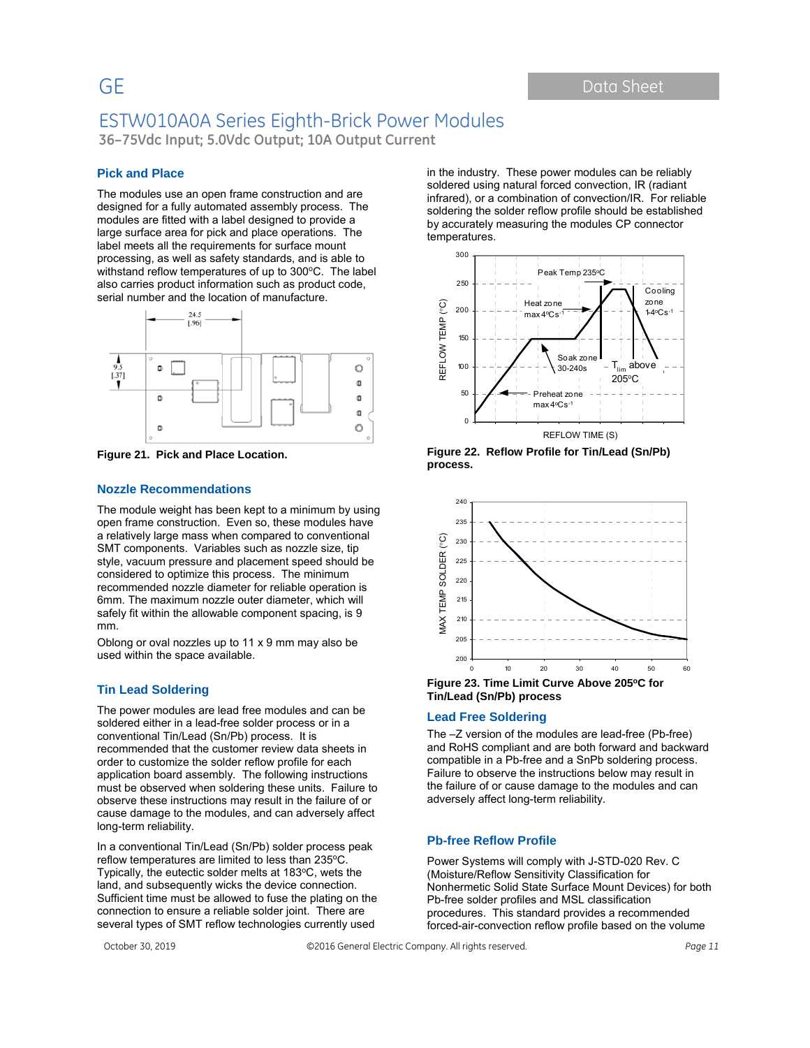## Pick and Place

The modules use an open frame construction and are designed for a fully automated assembly process. The modules are fitted with a label designed to provide a large surface area for pick and place operations. The label meets all the requirements for surface mount processing, as well as safety standards, and is able to withstand reflow temperatures of up to 300ºC. The label also carries product information such as product code, serial number and the location of manufacture.

**Figure 21. Pick and Place Location.**

## Nozzle Recommendations

The module weight has been kept to a minimum by using open frame construction. Even so, these modules have a relatively large mass when compared to conventional SMT components. Variables such as nozzle size, tip style, vacuum pressure and placement speed should be considered to optimize this process. The minimum recommended nozzle diameter for reliable operation is 6mm. The maximum nozzle outer diameter, which will safely fit within the allowable component spacing, is 9 mm.

Oblong or oval nozzles up to 11 x 9 mm may also be used within the space available.

## Tin Lead Soldering

The power modules are lead free modules and can be soldered either in a lead-free solder process or in a conventional Tin/Lead (Sn/Pb) process. It is recommended that the customer review data sheets in order to customize the solder reflow profile for each application board assembly. The following instructions must be observed when soldering these units. Failure to observe these instructions may result in the failure of or cause damage to the modules, and can adversely affect long-term reliability.

In a conventional Tin/Lead (Sn/Pb) solder process peak reflow temperatures are limited to less than 235ºC. Typically, the eutectic solder melts at 183ºC, wets the land, and subsequently wicks the device connection. Sufficient time must be allowed to fuse the plating on the connection to ensure a reliable solder joint. There are several types of SMT reflow technologies currently used in the industry. These power modules can be reliably soldered using natural forced convection, IR (radiant infrared), or a combination of convection/IR. For reliable soldering the solder reflow profile should be established by accurately measuring the modules CP connector temperatures.

**Figure 22. Reflow Profile for Tin/Lead (Sn/Pb) process.**

**Figure 23. Time Limit Curve Above 205ºC for Tin/Lead (Sn/Pb) process**

## Lead Free Soldering

The –Z version of the modules are lead-free (Pb-free) and RoHS compliant and are both forward and backward compatible in a Pb-free and a SnPb soldering process. Failure to observe the instructions below may result in the failure of or cause damage to the modules and can adversely affect long-term reliability.

## Pb-free Reflow Profile

Power Systems will comply with J-STD-020 Rev. C (Moisture/Reflow Sensitivity Classification for Nonhermetic Solid State Surface Mount Devices) for both Pb-free solder profiles and MSL classification procedures. This standard provides a recommended forced-air-convection reflow profile based on the volume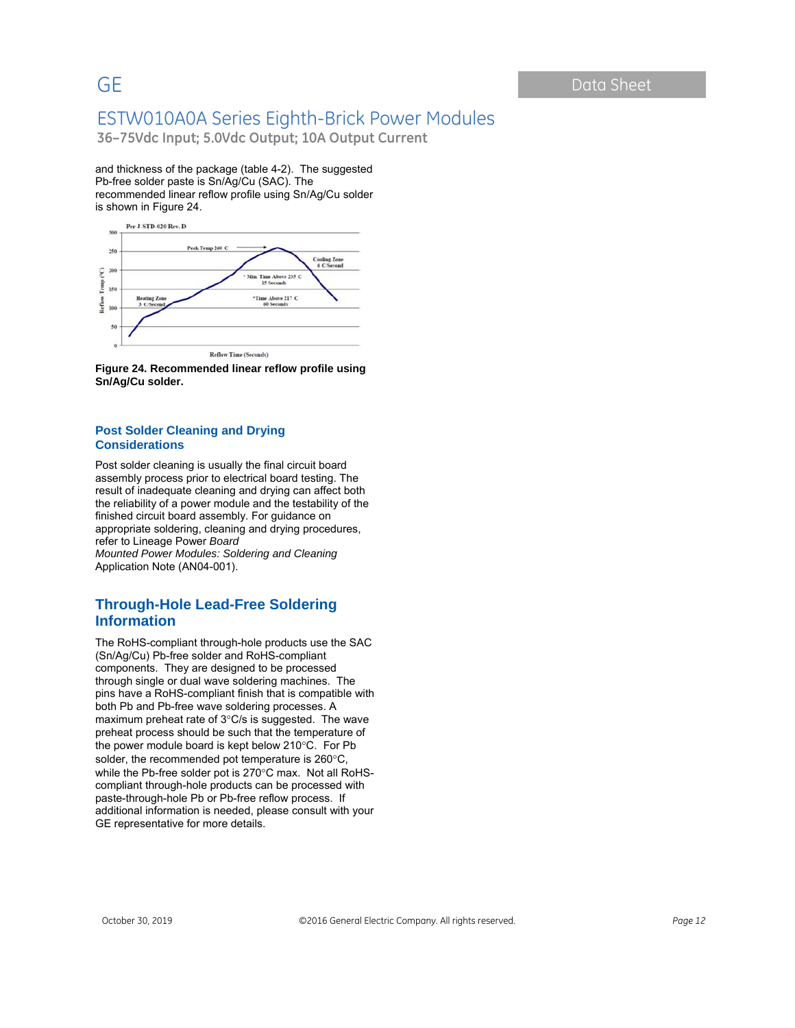and thickness of the package (table 4-2). The suggested Pb-free solder paste is Sn/Ag/Cu (SAC). The recommended linear reflow profile using Sn/Ag/Cu solder is shown in Figure 24.

**Figure 24. Recommended linear reflow profile using Sn/Ag/Cu solder.**

## Post Solder Cleaning and Drying Considerations

Post solder cleaning is usually the final circuit board assembly process prior to electrical board testing. The result of inadequate cleaning and drying can affect both the reliability of a power module and the testability of the finished circuit board assembly. For guidance on appropriate soldering, cleaning and drying procedures, refer to Lineage Power *Board Mounted Power Modules: Soldering and Cleaning* Application Note (AN04-001).

## Through-Hole Lead-Free Soldering Information

The RoHS-compliant through-hole products use the SAC (Sn/Ag/Cu) Pb-free solder and RoHS-compliant components. They are designed to be processed through single or dual wave soldering machines. The pins have a RoHS-compliant finish that is compatible with both Pb and Pb-free wave soldering processes. A maximum preheat rate of 3°C/s is suggested. The wave preheat process should be such that the temperature of the power module board is kept below 210°C. For Pb solder, the recommended pot temperature is 260°C, while the Pb-free solder pot is 270°C max. Not all RoHS-compliant through-hole products can be processed with paste-through-hole Pb or Pb-free reflow process. If additional information is needed, please consult with your GE representative for more details.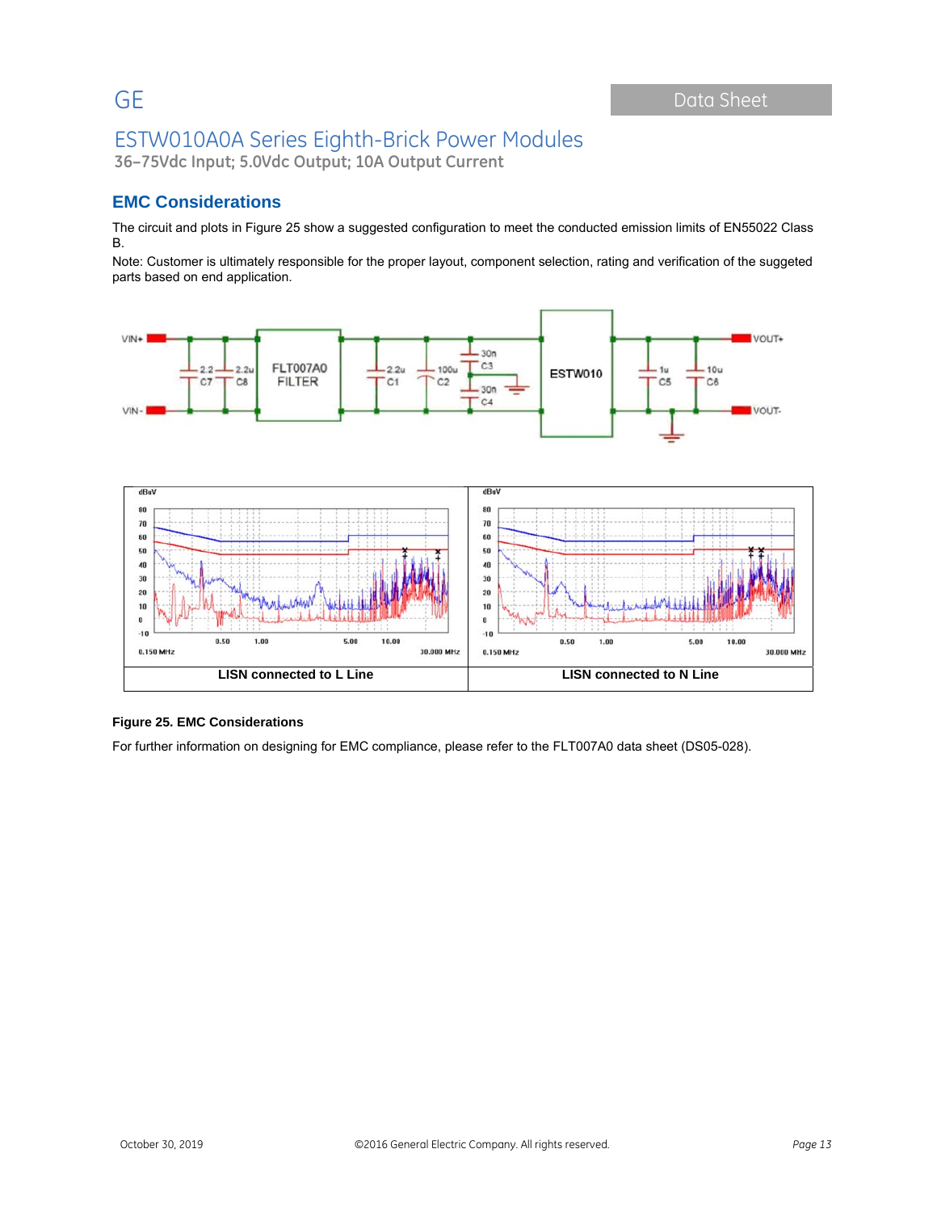## EMC Considerations

The circuit and plots in Figure 25 show a suggested configuration to meet the conducted emission limits of EN55022 Class B.

Note: Customer is ultimately responsible for the proper layout, component selection, rating and verification of the suggeted parts based on end application.

| LISN connected to L Line | LISN connected to N Line |
|---|---|

**Figure 25. EMC Considerations**

For further information on designing for EMC compliance, please refer to the FLT007A0 data sheet (DS05-028).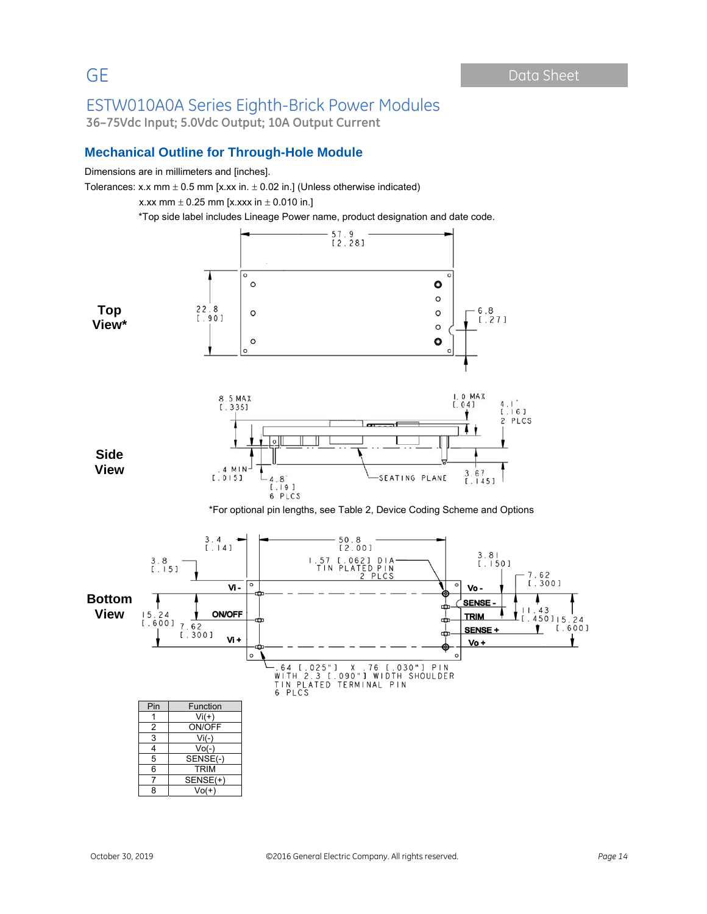## Mechanical Outline for Through-Hole Module

Dimensions are in millimeters and [inches].

Tolerances: x.x mm ± 0.5 mm [x.xx in. ± 0.02 in.] (Unless otherwise indicated)

x.xx mm ± 0.25 mm [x.xxx in ± 0.010 in.]

*Top side label includes Lineage Power name, product designation and date code.

**Top View***

57.9 [2.28]

22.8 [.90]

6.8 [.27]

**Side View**

8.5 MAX [.335]

1.0 MAX [.04]

4.1* [.16] 2 PLCS

.4 MIN [.015]

4.8* [.19] 6 PLCS

SEATING PLANE

3.67 [.145]

*For optional pin lengths, see Table 2, Device Coding Scheme and Options

**Bottom View**

3.4 [.14]

50.8 [2.00]

3.8 [.15]

1.57 [.062] DIA TIN PLATED PIN 2 PLCS

3.81 [.150]

7.62 [.300]

Vi -

Vo -

SENSE -

ON/OFF

TRIM

11.43 [.450]

15.24 [.600]

15.24 [.600]

7.62 [.300]

SENSE +

Vi +

Vo +

.64 [.025"] X .76 [.030"] PIN WITH 2.3 [.090"] WIDTH SHOULDER TIN PLATED TERMINAL PIN 6 PLCS

| Pin | Function |
|---|---|
| 1 | Vi(+) |
| 2 | ON/OFF |
| 3 | Vi(-) |
| 4 | Vo(-) |
| 5 | SENSE(-) |
| 6 | TRIM |
| 7 | SENSE(+) |
| 8 | Vo(+) |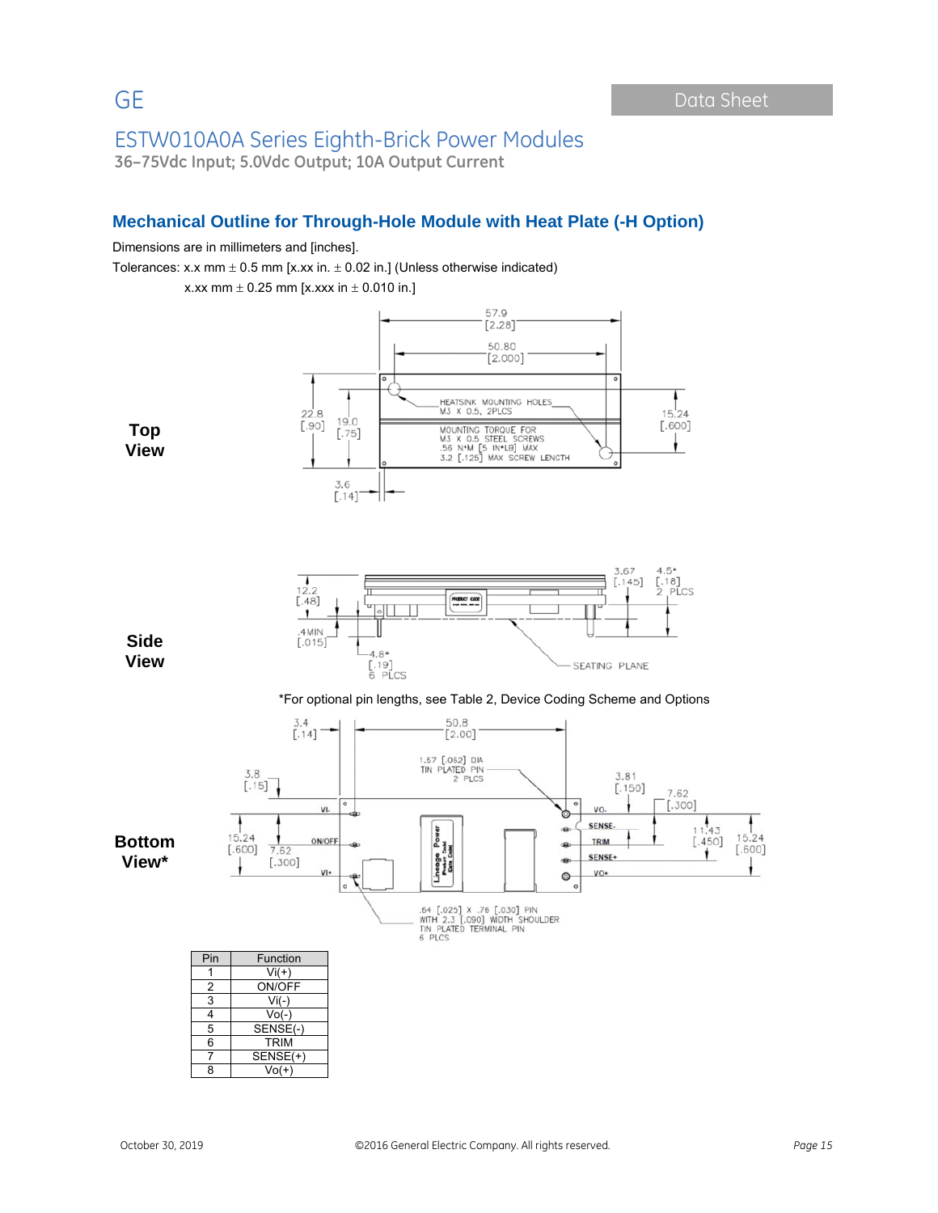## Mechanical Outline for Through-Hole Module with Heat Plate (-H Option)

Dimensions are in millimeters and [inches].

Tolerances: x.x mm ± 0.5 mm [x.xx in. ± 0.02 in.] (Unless otherwise indicated)

x.xx mm ± 0.25 mm [x.xxx in ± 0.010 in.]

**Top View**

**Side View**

*For optional pin lengths, see Table 2, Device Coding Scheme and Options

**Bottom View***

| Pin | Function |
|---|---|
| 1 | Vi(+) |
| 2 | ON/OFF |
| 3 | Vi(-) |
| 4 | Vo(-) |
| 5 | SENSE(-) |
| 6 | TRIM |
| 7 | SENSE(+) |
| 8 | Vo(+) |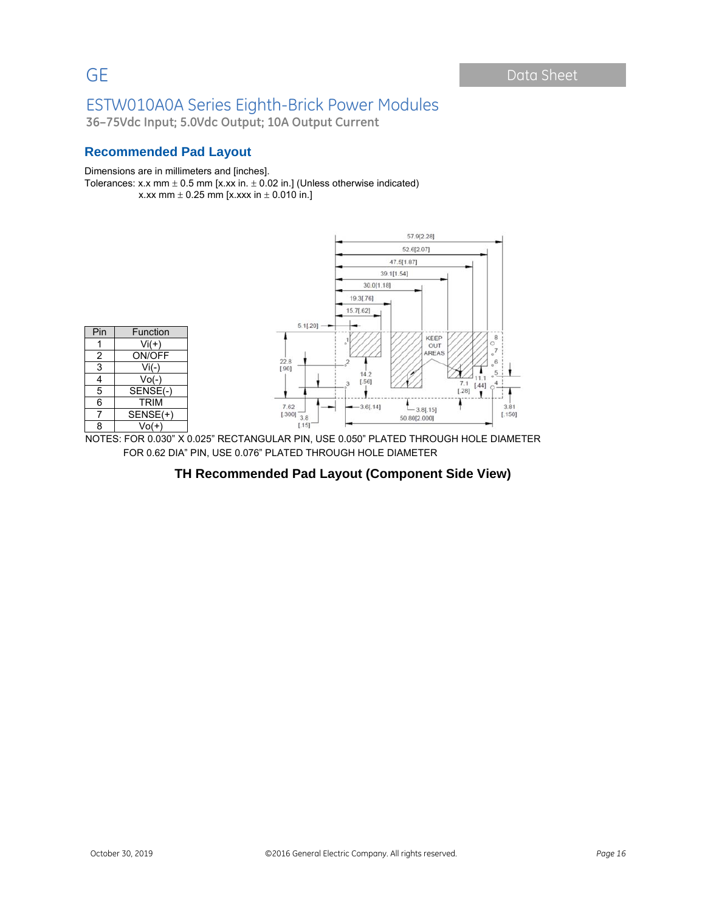## Recommended Pad Layout

Dimensions are in millimeters and [inches].

Tolerances: x.x mm ± 0.5 mm [x.xx in. ± 0.02 in.] (Unless otherwise indicated)
x.xx mm ± 0.25 mm [x.xxx in ± 0.010 in.]

| Pin | Function |
|---|---|
| 1 | Vi(+) |
| 2 | ON/OFF |
| 3 | Vi(-) |
| 4 | Vo(-) |
| 5 | SENSE(-) |
| 6 | TRIM |
| 7 | SENSE(+) |
| 8 | Vo(+) |

NOTES: FOR 0.030" X 0.025" RECTANGULAR PIN, USE 0.050" PLATED THROUGH HOLE DIAMETER
FOR 0.62 DIA" PIN, USE 0.076" PLATED THROUGH HOLE DIAMETER

**TH Recommended Pad Layout (Component Side View)**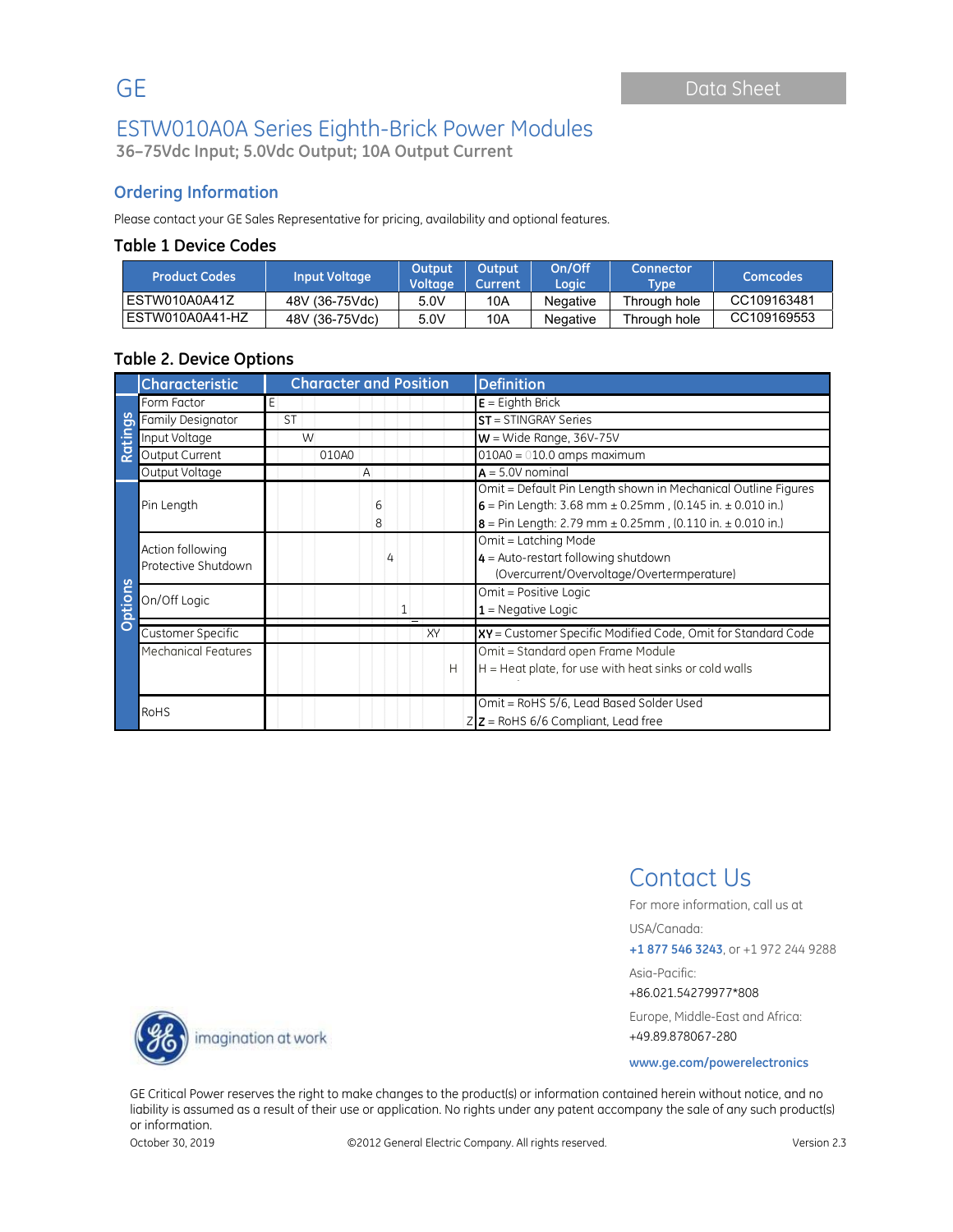GE

Data Sheet

# ESTW010A0A Series Eighth-Brick Power Modules

**36–75Vdc Input; 5.0Vdc Output; 10A Output Current**

## Ordering Information

Please contact your GE Sales Representative for pricing, availability and optional features.

### Table 1 Device Codes

| Product Codes | Input Voltage | Output Voltage | Output Current | On/Off Logic | Connector Type | Comcodes |
|---|---|---|---|---|---|---|
| ESTW010A0A41Z | 48V (36-75Vdc) | 5.0V | 10A | Negative | Through hole | CC109163481 |
| ESTW010A0A41-HZ | 48V (36-75Vdc) | 5.0V | 10A | Negative | Through hole | CC109169553 |

### Table 2. Device Options

| | Characteristic | Character and Position | Definition |
|---|---|---|---|
| Ratings | Form Factor | E | **E** = Eighth Brick |
| | Family Designator | ST | **ST** = STINGRAY Series |
| | Input Voltage | W | **W** = Wide Range, 36V-75V |
| | Output Current | 010A0 | 010A0 = 010.0 amps maximum |
| | Output Voltage | A | **A** = 5.0V nominal |
| Options | Pin Length | 6<br>8 | Omit = Default Pin Length shown in Mechanical Outline Figures<br>**6** = Pin Length: 3.68 mm ± 0.25mm , (0.145 in. ± 0.010 in.)<br>**8** = Pin Length: 2.79 mm ± 0.25mm , (0.110 in. ± 0.010 in.) |
| | Action following Protective Shutdown | 4 | Omit = Latching Mode<br>**4** = Auto-restart following shutdown (Overcurrent/Overvoltage/Overtermperature) |
| | On/Off Logic | 1 | Omit = Positive Logic<br>**1** = Negative Logic |
| | Customer Specific | XY | **XY** = Customer Specific Modified Code, Omit for Standard Code |
| | Mechanical Features | H | Omit = Standard open Frame Module<br>H = Heat plate, for use with heat sinks or cold walls |
| | RoHS | Z | Omit = RoHS 5/6, Lead Based Solder Used<br>**Z** = RoHS 6/6 Compliant, Lead free |

## Contact Us

For more information, call us at

USA/Canada:

**+1 877 546 3243**, or +1 972 244 9288

Asia-Pacific:

+86.021.54279977*808

Europe, Middle-East and Africa:

+49.89.878067-280

**www.ge.com/powerelectronics**

imagination at work

GE Critical Power reserves the right to make changes to the product(s) or information contained herein without notice, and no liability is assumed as a result of their use or application. No rights under any patent accompany the sale of any such product(s) or information.

October 30, 2019 ©2012 General Electric Company. All rights reserved. Version 2.3